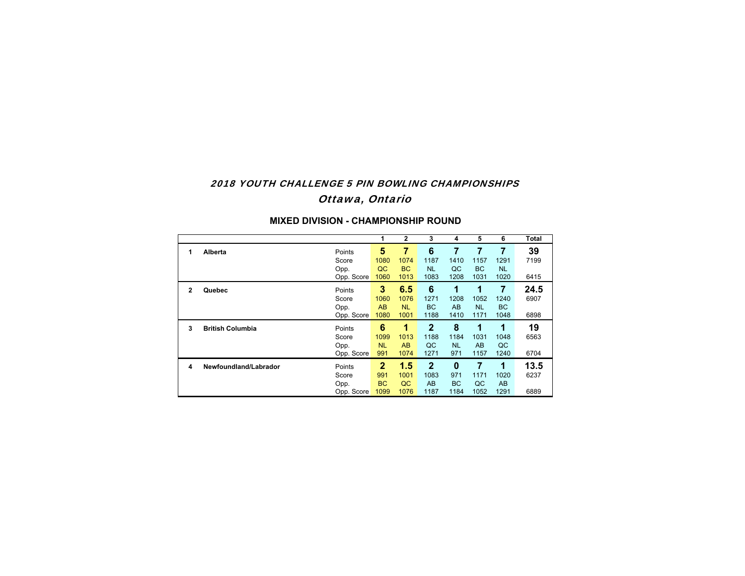# *2018 YOUTH CHALLENGE 5 PIN BOWLING CHAMPIONSHIPS*

## *Ottawa, Ontario*

### MIXED DIVISION - CHAMPIONSHIP ROUND

| | | | 1 | 2 | 3 | 4 | 5 | 6 | Total |
|---|---|---|---|---|---|---|---|---|---|
| 1 | **Alberta** | Points | **5** | **7** | **6** | **7** | **7** | **7** | **39** |
| | | Score | 1080 | 1074 | 1187 | 1410 | 1157 | 1291 | 7199 |
| | | Opp. | QC | BC | NL | QC | BC | NL | |
| | | Opp. Score | 1060 | 1013 | 1083 | 1208 | 1031 | 1020 | 6415 |
| 2 | **Quebec** | Points | **3** | **6.5** | **6** | **1** | **1** | **7** | **24.5** |
| | | Score | 1060 | 1076 | 1271 | 1208 | 1052 | 1240 | 6907 |
| | | Opp. | AB | NL | BC | AB | NL | BC | |
| | | Opp. Score | 1080 | 1001 | 1188 | 1410 | 1171 | 1048 | 6898 |
| 3 | **British Columbia** | Points | **6** | **1** | **2** | **8** | **1** | **1** | **19** |
| | | Score | 1099 | 1013 | 1188 | 1184 | 1031 | 1048 | 6563 |
| | | Opp. | NL | AB | QC | NL | AB | QC | |
| | | Opp. Score | 991 | 1074 | 1271 | 971 | 1157 | 1240 | 6704 |
| 4 | **Newfoundland/Labrador** | Points | **2** | **1.5** | **2** | **0** | **7** | **1** | **13.5** |
| | | Score | 991 | 1001 | 1083 | 971 | 1171 | 1020 | 6237 |
| | | Opp. | BC | QC | AB | BC | QC | AB | |
| | | Opp. Score | 1099 | 1076 | 1187 | 1184 | 1052 | 1291 | 6889 |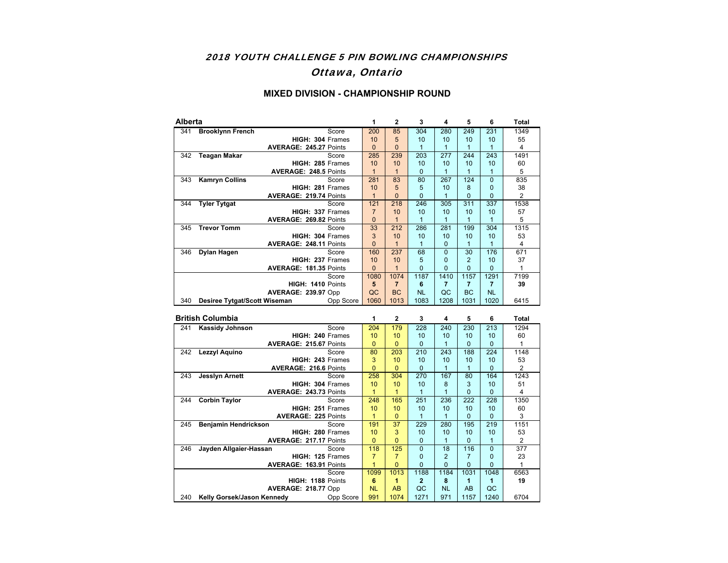## 2018 YOUTH CHALLENGE 5 PIN BOWLING CHAMPIONSHIPS

## Ottawa, Ontario

### MIXED DIVISION - CHAMPIONSHIP ROUND

**Alberta**

| # | Name | | | 1 | 2 | 3 | 4 | 5 | 6 | Total |
|---|---|---|---|---|---|---|---|---|---|---|
| 341 | **Brooklynn French** | | Score | 200 | 85 | 304 | 280 | 249 | 231 | 1349 |
| | | **HIGH: 304** | Frames | 10 | 5 | 10 | 10 | 10 | 10 | 55 |
| | | **AVERAGE: 245.27** | Points | 0 | 0 | 1 | 1 | 1 | 1 | 4 |
| 342 | **Teagan Makar** | | Score | 285 | 239 | 203 | 277 | 244 | 243 | 1491 |
| | | **HIGH: 285** | Frames | 10 | 10 | 10 | 10 | 10 | 10 | 60 |
| | | **AVERAGE: 248.5** | Points | 1 | 1 | 0 | 1 | 1 | 1 | 5 |
| 343 | **Kamryn Collins** | | Score | 281 | 83 | 80 | 267 | 124 | 0 | 835 |
| | | **HIGH: 281** | Frames | 10 | 5 | 5 | 10 | 8 | 0 | 38 |
| | | **AVERAGE: 219.74** | Points | 1 | 0 | 0 | 1 | 0 | 0 | 2 |
| 344 | **Tyler Tytgat** | | Score | 121 | 218 | 246 | 305 | 311 | 337 | 1538 |
| | | **HIGH: 337** | Frames | 7 | 10 | 10 | 10 | 10 | 10 | 57 |
| | | **AVERAGE: 269.82** | Points | 0 | 1 | 1 | 1 | 1 | 1 | 5 |
| 345 | **Trevor Tomm** | | Score | 33 | 212 | 286 | 281 | 199 | 304 | 1315 |
| | | **HIGH: 304** | Frames | 3 | 10 | 10 | 10 | 10 | 10 | 53 |
| | | **AVERAGE: 248.11** | Points | 0 | 1 | 1 | 0 | 1 | 1 | 4 |
| 346 | **Dylan Hagen** | | Score | 160 | 237 | 68 | 0 | 30 | 176 | 671 |
| | | **HIGH: 237** | Frames | 10 | 10 | 5 | 0 | 2 | 10 | 37 |
| | | **AVERAGE: 181.35** | Points | 0 | 1 | 0 | 0 | 0 | 0 | 1 |
| | | | Score | 1080 | 1074 | 1187 | 1410 | 1157 | 1291 | 7199 |
| | | **HIGH: 1410** | Points | **5** | **7** | **6** | **7** | **7** | **7** | **39** |
| | | **AVERAGE: 239.97** | Opp | QC | BC | NL | QC | BC | NL | |
| 340 | **Desiree Tytgat/Scott Wiseman** | | Opp Score | 1060 | 1013 | 1083 | 1208 | 1031 | 1020 | 6415 |

**British Columbia**

| # | Name | | | 1 | 2 | 3 | 4 | 5 | 6 | Total |
|---|---|---|---|---|---|---|---|---|---|---|
| 241 | **Kassidy Johnson** | | Score | 204 | 179 | 228 | 240 | 230 | 213 | 1294 |
| | | **HIGH: 240** | Frames | 10 | 10 | 10 | 10 | 10 | 10 | 60 |
| | | **AVERAGE: 215.67** | Points | 0 | 0 | 0 | 1 | 0 | 0 | 1 |
| 242 | **Lezzyl Aquino** | | Score | 80 | 203 | 210 | 243 | 188 | 224 | 1148 |
| | | **HIGH: 243** | Frames | 3 | 10 | 10 | 10 | 10 | 10 | 53 |
| | | **AVERAGE: 216.6** | Points | 0 | 0 | 0 | 1 | 1 | 0 | 2 |
| 243 | **Jesslyn Arnett** | | Score | 258 | 304 | 270 | 167 | 80 | 164 | 1243 |
| | | **HIGH: 304** | Frames | 10 | 10 | 10 | 8 | 3 | 10 | 51 |
| | | **AVERAGE: 243.73** | Points | 1 | 1 | 1 | 1 | 0 | 0 | 4 |
| 244 | **Corbin Taylor** | | Score | 248 | 165 | 251 | 236 | 222 | 228 | 1350 |
| | | **HIGH: 251** | Frames | 10 | 10 | 10 | 10 | 10 | 10 | 60 |
| | | **AVERAGE: 225** | Points | 1 | 0 | 1 | 1 | 0 | 0 | 3 |
| 245 | **Benjamin Hendrickson** | | Score | 191 | 37 | 229 | 280 | 195 | 219 | 1151 |
| | | **HIGH: 280** | Frames | 10 | 3 | 10 | 10 | 10 | 10 | 53 |
| | | **AVERAGE: 217.17** | Points | 0 | 0 | 0 | 1 | 0 | 1 | 2 |
| 246 | **Jayden Allgaier-Hassan** | | Score | 118 | 125 | 0 | 18 | 116 | 0 | 377 |
| | | **HIGH: 125** | Frames | 7 | 7 | 0 | 2 | 7 | 0 | 23 |
| | | **AVERAGE: 163.91** | Points | 1 | 0 | 0 | 0 | 0 | 0 | 1 |
| | | | Score | 1099 | 1013 | 1188 | 1184 | 1031 | 1048 | 6563 |
| | | **HIGH: 1188** | Points | **6** | **1** | **2** | **8** | **1** | **1** | **19** |
| | | **AVERAGE: 218.77** | Opp | NL | AB | QC | NL | AB | QC | |
| 240 | **Kelly Gorsek/Jason Kennedy** | | Opp Score | 991 | 1074 | 1271 | 971 | 1157 | 1240 | 6704 |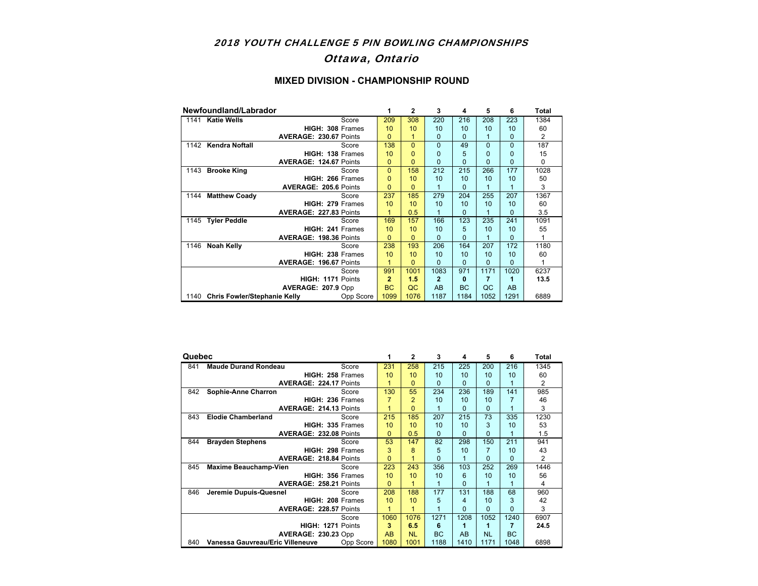# 2018 YOUTH CHALLENGE 5 PIN BOWLING CHAMPIONSHIPS

## Ottawa, Ontario

### MIXED DIVISION - CHAMPIONSHIP ROUND

| Newfoundland/Labrador | | | 1 | 2 | 3 | 4 | 5 | 6 | Total |
|---|---|---|---|---|---|---|---|---|---|
| 1141 | Katie Wells | Score | 209 | 308 | 220 | 216 | 208 | 223 | 1384 |
| | HIGH: 308 | Frames | 10 | 10 | 10 | 10 | 10 | 10 | 60 |
| | AVERAGE: 230.67 | Points | 0 | 1 | 0 | 0 | 1 | 0 | 2 |
| 1142 | Kendra Noftall | Score | 138 | 0 | 0 | 49 | 0 | 0 | 187 |
| | HIGH: 138 | Frames | 10 | 0 | 0 | 5 | 0 | 0 | 15 |
| | AVERAGE: 124.67 | Points | 0 | 0 | 0 | 0 | 0 | 0 | 0 |
| 1143 | Brooke King | Score | 0 | 158 | 212 | 215 | 266 | 177 | 1028 |
| | HIGH: 266 | Frames | 0 | 10 | 10 | 10 | 10 | 10 | 50 |
| | AVERAGE: 205.6 | Points | 0 | 0 | 1 | 0 | 1 | 1 | 3 |
| 1144 | Matthew Coady | Score | 237 | 185 | 279 | 204 | 255 | 207 | 1367 |
| | HIGH: 279 | Frames | 10 | 10 | 10 | 10 | 10 | 10 | 60 |
| | AVERAGE: 227.83 | Points | 1 | 0.5 | 1 | 0 | 1 | 0 | 3.5 |
| 1145 | Tyler Peddle | Score | 169 | 157 | 166 | 123 | 235 | 241 | 1091 |
| | HIGH: 241 | Frames | 10 | 10 | 10 | 5 | 10 | 10 | 55 |
| | AVERAGE: 198.36 | Points | 0 | 0 | 0 | 0 | 1 | 0 | 1 |
| 1146 | Noah Kelly | Score | 238 | 193 | 206 | 164 | 207 | 172 | 1180 |
| | HIGH: 238 | Frames | 10 | 10 | 10 | 10 | 10 | 10 | 60 |
| | AVERAGE: 196.67 | Points | 1 | 0 | 0 | 0 | 0 | 0 | 1 |
| | | Score | 991 | 1001 | 1083 | 971 | 1171 | 1020 | 6237 |
| | HIGH: 1171 | Points | **2** | **1.5** | **2** | **0** | **7** | **1** | **13.5** |
| | AVERAGE: 207.9 | Opp | BC | QC | AB | BC | QC | AB | |
| 1140 | Chris Fowler/Stephanie Kelly | Opp Score | 1099 | 1076 | 1187 | 1184 | 1052 | 1291 | 6889 |

| Quebec | | | 1 | 2 | 3 | 4 | 5 | 6 | Total |
|---|---|---|---|---|---|---|---|---|---|
| 841 | Maude Durand Rondeau | Score | 231 | 258 | 215 | 225 | 200 | 216 | 1345 |
| | HIGH: 258 | Frames | 10 | 10 | 10 | 10 | 10 | 10 | 60 |
| | AVERAGE: 224.17 | Points | 1 | 0 | 0 | 0 | 0 | 1 | 2 |
| 842 | Sophie-Anne Charron | Score | 130 | 55 | 234 | 236 | 189 | 141 | 985 |
| | HIGH: 236 | Frames | 7 | 2 | 10 | 10 | 10 | 7 | 46 |
| | AVERAGE: 214.13 | Points | 1 | 0 | 1 | 0 | 0 | 1 | 3 |
| 843 | Elodie Chamberland | Score | 215 | 185 | 207 | 215 | 73 | 335 | 1230 |
| | HIGH: 335 | Frames | 10 | 10 | 10 | 10 | 3 | 10 | 53 |
| | AVERAGE: 232.08 | Points | 0 | 0.5 | 0 | 0 | 0 | 1 | 1.5 |
| 844 | Brayden Stephens | Score | 53 | 147 | 82 | 298 | 150 | 211 | 941 |
| | HIGH: 298 | Frames | 3 | 8 | 5 | 10 | 7 | 10 | 43 |
| | AVERAGE: 218.84 | Points | 0 | 1 | 0 | 1 | 0 | 0 | 2 |
| 845 | Maxime Beauchamp-Vien | Score | 223 | 243 | 356 | 103 | 252 | 269 | 1446 |
| | HIGH: 356 | Frames | 10 | 10 | 10 | 6 | 10 | 10 | 56 |
| | AVERAGE: 258.21 | Points | 0 | 1 | 1 | 0 | 1 | 1 | 4 |
| 846 | Jeremie Dupuis-Quesnel | Score | 208 | 188 | 177 | 131 | 188 | 68 | 960 |
| | HIGH: 208 | Frames | 10 | 10 | 5 | 4 | 10 | 3 | 42 |
| | AVERAGE: 228.57 | Points | 1 | 1 | 1 | 0 | 0 | 0 | 3 |
| | | Score | 1060 | 1076 | 1271 | 1208 | 1052 | 1240 | 6907 |
| | HIGH: 1271 | Points | **3** | **6.5** | **6** | **1** | **1** | **7** | **24.5** |
| | AVERAGE: 230.23 | Opp | AB | NL | BC | AB | NL | BC | |
| 840 | Vanessa Gauvreau/Eric Villeneuve | Opp Score | 1080 | 1001 | 1188 | 1410 | 1171 | 1048 | 6898 |